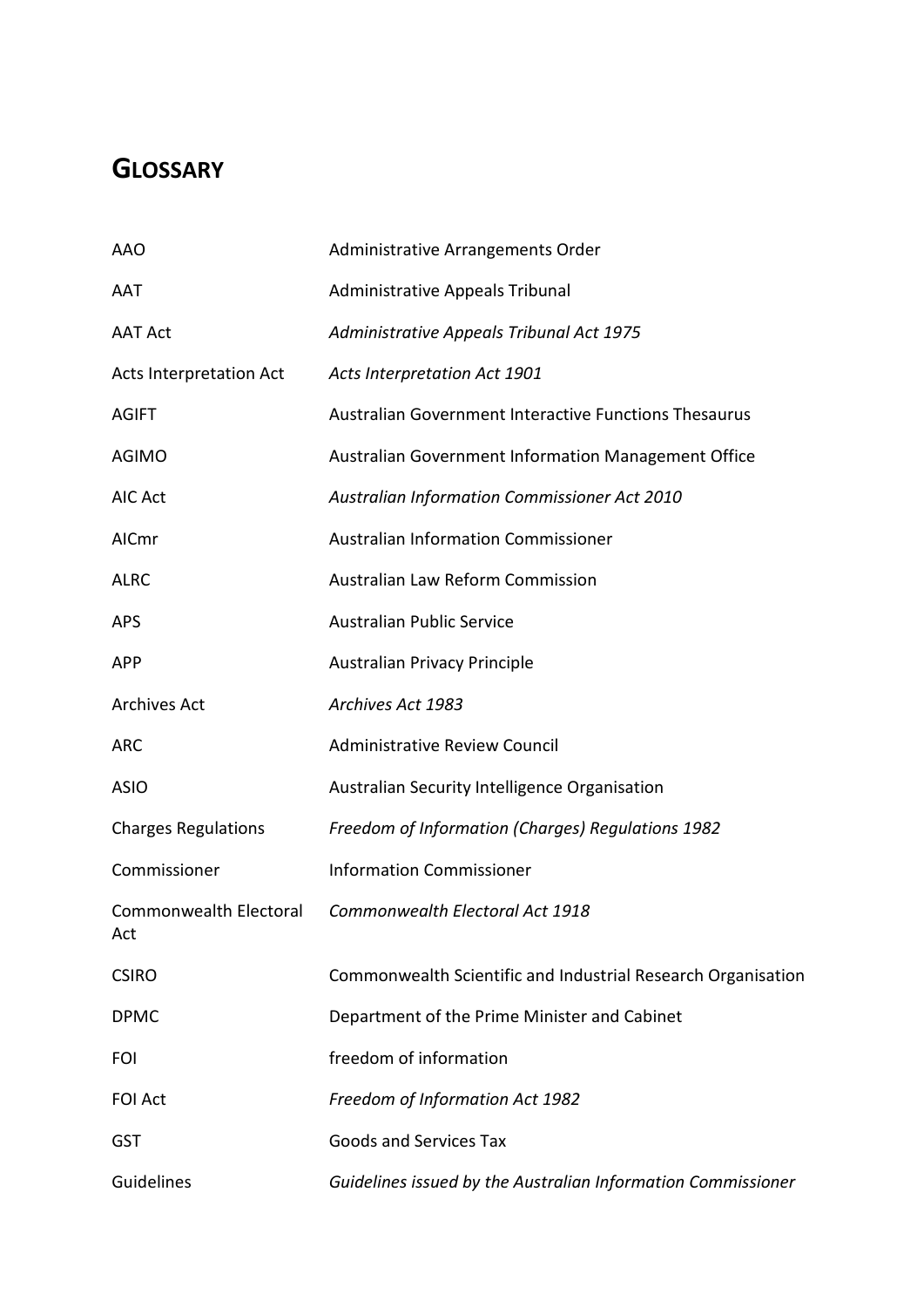# Glossary

| | |
|---|---|
| AAO | Administrative Arrangements Order |
| AAT | Administrative Appeals Tribunal |
| AAT Act | *Administrative Appeals Tribunal Act 1975* |
| Acts Interpretation Act | *Acts Interpretation Act 1901* |
| AGIFT | Australian Government Interactive Functions Thesaurus |
| AGIMO | Australian Government Information Management Office |
| AIC Act | *Australian Information Commissioner Act 2010* |
| AICmr | Australian Information Commissioner |
| ALRC | Australian Law Reform Commission |
| APS | Australian Public Service |
| APP | Australian Privacy Principle |
| Archives Act | *Archives Act 1983* |
| ARC | Administrative Review Council |
| ASIO | Australian Security Intelligence Organisation |
| Charges Regulations | *Freedom of Information (Charges) Regulations 1982* |
| Commissioner | Information Commissioner |
| Commonwealth Electoral Act | *Commonwealth Electoral Act 1918* |
| CSIRO | Commonwealth Scientific and Industrial Research Organisation |
| DPMC | Department of the Prime Minister and Cabinet |
| FOI | freedom of information |
| FOI Act | *Freedom of Information Act 1982* |
| GST | Goods and Services Tax |
| Guidelines | *Guidelines issued by the Australian Information Commissioner* |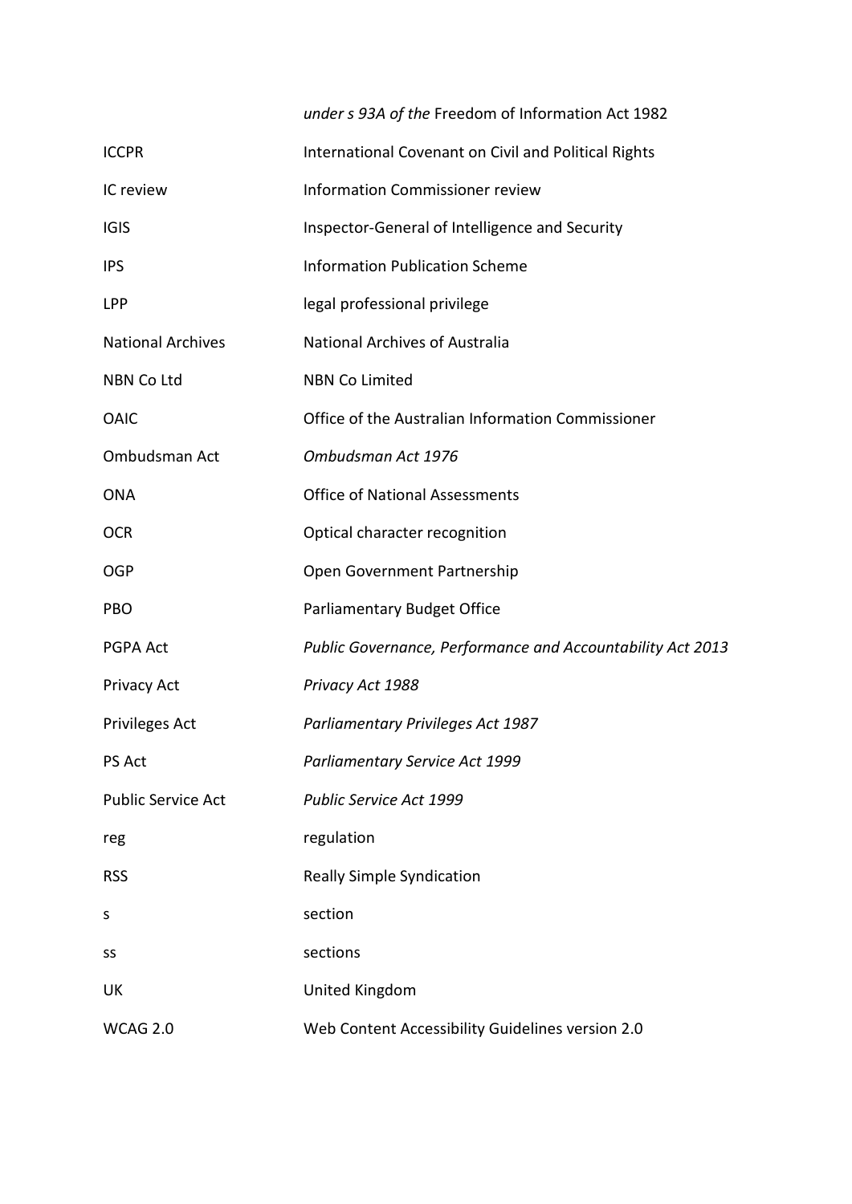| | |
|---|---|
| | *under s 93A of the* Freedom of Information Act 1982 |
| ICCPR | International Covenant on Civil and Political Rights |
| IC review | Information Commissioner review |
| IGIS | Inspector-General of Intelligence and Security |
| IPS | Information Publication Scheme |
| LPP | legal professional privilege |
| National Archives | National Archives of Australia |
| NBN Co Ltd | NBN Co Limited |
| OAIC | Office of the Australian Information Commissioner |
| Ombudsman Act | *Ombudsman Act 1976* |
| ONA | Office of National Assessments |
| OCR | Optical character recognition |
| OGP | Open Government Partnership |
| PBO | Parliamentary Budget Office |
| PGPA Act | *Public Governance, Performance and Accountability Act 2013* |
| Privacy Act | *Privacy Act 1988* |
| Privileges Act | *Parliamentary Privileges Act 1987* |
| PS Act | *Parliamentary Service Act 1999* |
| Public Service Act | *Public Service Act 1999* |
| reg | regulation |
| RSS | Really Simple Syndication |
| s | section |
| ss | sections |
| UK | United Kingdom |
| WCAG 2.0 | Web Content Accessibility Guidelines version 2.0 |